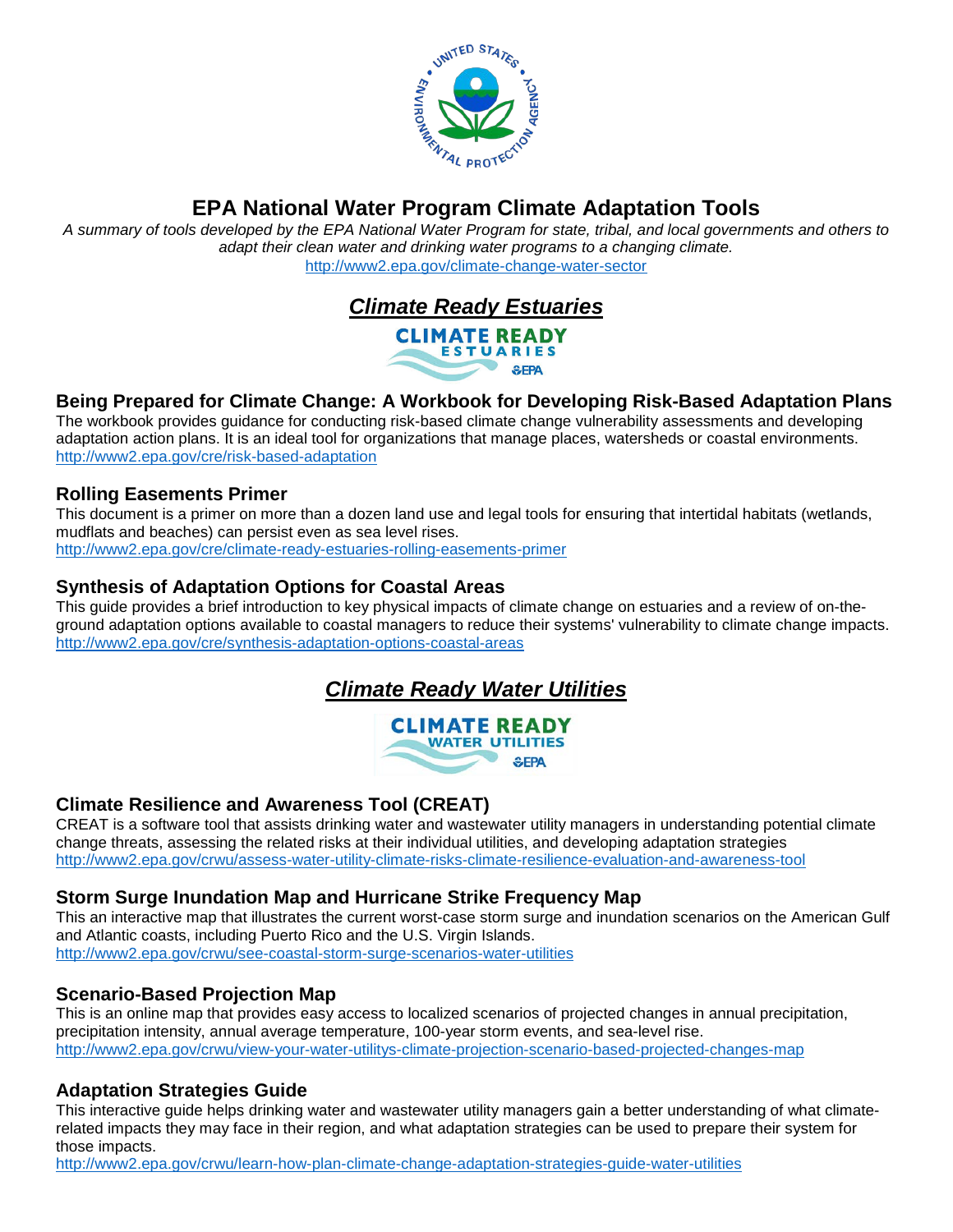# EPA National Water Program Climate Adaptation Tools

*A summary of tools developed by the EPA National Water Program for state, tribal, and local governments and others to adapt their clean water and drinking water programs to a changing climate.*

http://www2.epa.gov/climate-change-water-sector

## *Climate Ready Estuaries*

### Being Prepared for Climate Change: A Workbook for Developing Risk-Based Adaptation Plans

The workbook provides guidance for conducting risk-based climate change vulnerability assessments and developing adaptation action plans. It is an ideal tool for organizations that manage places, watersheds or coastal environments.
http://www2.epa.gov/cre/risk-based-adaptation

### Rolling Easements Primer

This document is a primer on more than a dozen land use and legal tools for ensuring that intertidal habitats (wetlands, mudflats and beaches) can persist even as sea level rises.
http://www2.epa.gov/cre/climate-ready-estuaries-rolling-easements-primer

### Synthesis of Adaptation Options for Coastal Areas

This guide provides a brief introduction to key physical impacts of climate change on estuaries and a review of on-the-ground adaptation options available to coastal managers to reduce their systems' vulnerability to climate change impacts.
http://www2.epa.gov/cre/synthesis-adaptation-options-coastal-areas

## *Climate Ready Water Utilities*

### Climate Resilience and Awareness Tool (CREAT)

CREAT is a software tool that assists drinking water and wastewater utility managers in understanding potential climate change threats, assessing the related risks at their individual utilities, and developing adaptation strategies
http://www2.epa.gov/crwu/assess-water-utility-climate-risks-climate-resilience-evaluation-and-awareness-tool

### Storm Surge Inundation Map and Hurricane Strike Frequency Map

This an interactive map that illustrates the current worst-case storm surge and inundation scenarios on the American Gulf and Atlantic coasts, including Puerto Rico and the U.S. Virgin Islands.
http://www2.epa.gov/crwu/see-coastal-storm-surge-scenarios-water-utilities

### Scenario-Based Projection Map

This is an online map that provides easy access to localized scenarios of projected changes in annual precipitation, precipitation intensity, annual average temperature, 100-year storm events, and sea-level rise.
http://www2.epa.gov/crwu/view-your-water-utilitys-climate-projection-scenario-based-projected-changes-map

### Adaptation Strategies Guide

This interactive guide helps drinking water and wastewater utility managers gain a better understanding of what climate-related impacts they may face in their region, and what adaptation strategies can be used to prepare their system for those impacts.
http://www2.epa.gov/crwu/learn-how-plan-climate-change-adaptation-strategies-guide-water-utilities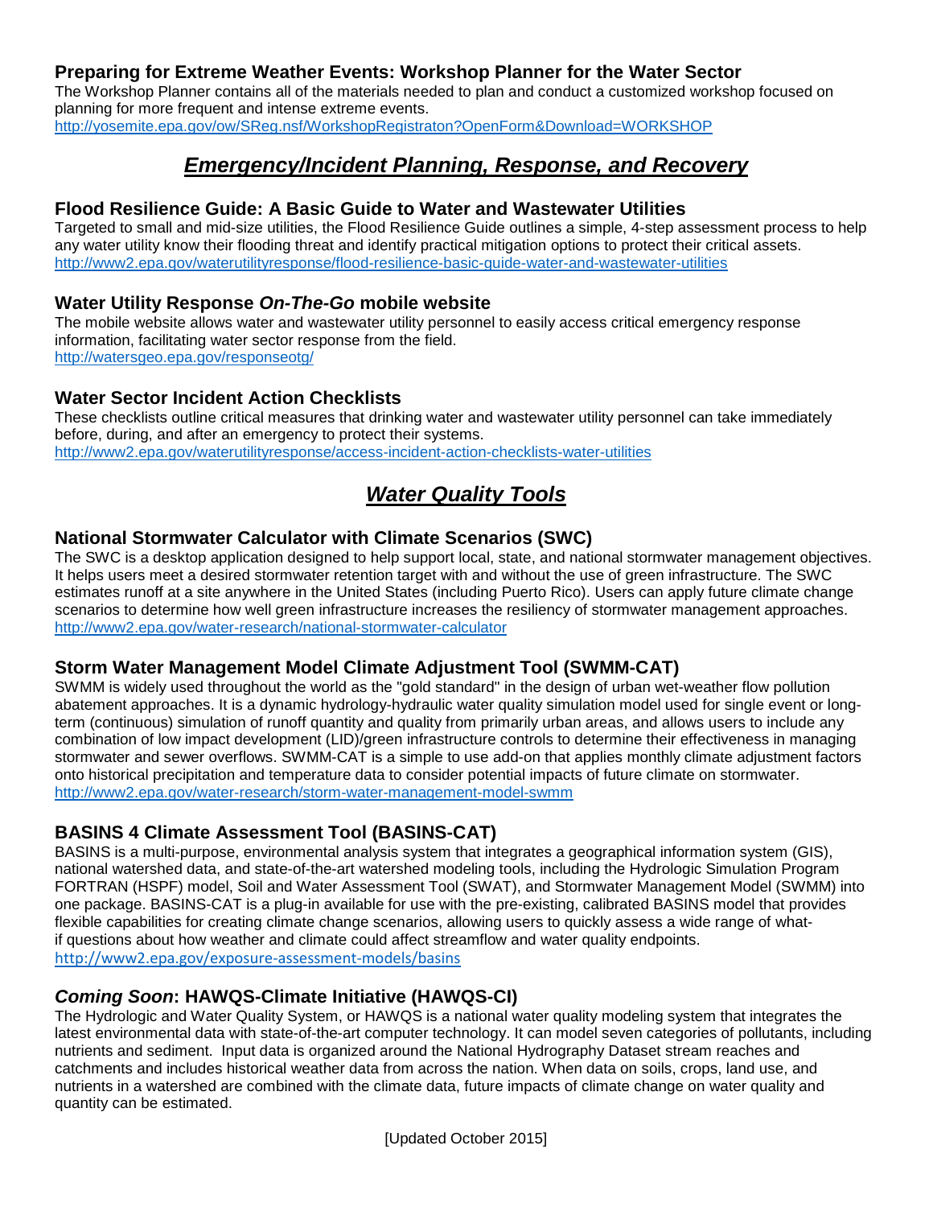### Preparing for Extreme Weather Events: Workshop Planner for the Water Sector

The Workshop Planner contains all of the materials needed to plan and conduct a customized workshop focused on planning for more frequent and intense extreme events.
http://yosemite.epa.gov/ow/SReg.nsf/WorkshopRegistraton?OpenForm&Download=WORKSHOP

## ***Emergency/Incident Planning, Response, and Recovery***

### Flood Resilience Guide: A Basic Guide to Water and Wastewater Utilities

Targeted to small and mid-size utilities, the Flood Resilience Guide outlines a simple, 4-step assessment process to help any water utility know their flooding threat and identify practical mitigation options to protect their critical assets.
http://www2.epa.gov/waterutilityresponse/flood-resilience-basic-guide-water-and-wastewater-utilities

### Water Utility Response *On-The-Go* mobile website

The mobile website allows water and wastewater utility personnel to easily access critical emergency response information, facilitating water sector response from the field.
http://watersgeo.epa.gov/responseotg/

### Water Sector Incident Action Checklists

These checklists outline critical measures that drinking water and wastewater utility personnel can take immediately before, during, and after an emergency to protect their systems.
http://www2.epa.gov/waterutilityresponse/access-incident-action-checklists-water-utilities

## ***Water Quality Tools***

### National Stormwater Calculator with Climate Scenarios (SWC)

The SWC is a desktop application designed to help support local, state, and national stormwater management objectives. It helps users meet a desired stormwater retention target with and without the use of green infrastructure. The SWC estimates runoff at a site anywhere in the United States (including Puerto Rico). Users can apply future climate change scenarios to determine how well green infrastructure increases the resiliency of stormwater management approaches.
http://www2.epa.gov/water-research/national-stormwater-calculator

### Storm Water Management Model Climate Adjustment Tool (SWMM-CAT)

SWMM is widely used throughout the world as the "gold standard" in the design of urban wet-weather flow pollution abatement approaches. It is a dynamic hydrology-hydraulic water quality simulation model used for single event or long-term (continuous) simulation of runoff quantity and quality from primarily urban areas, and allows users to include any combination of low impact development (LID)/green infrastructure controls to determine their effectiveness in managing stormwater and sewer overflows. SWMM-CAT is a simple to use add-on that applies monthly climate adjustment factors onto historical precipitation and temperature data to consider potential impacts of future climate on stormwater.
http://www2.epa.gov/water-research/storm-water-management-model-swmm

### BASINS 4 Climate Assessment Tool (BASINS-CAT)

BASINS is a multi-purpose, environmental analysis system that integrates a geographical information system (GIS), national watershed data, and state-of-the-art watershed modeling tools, including the Hydrologic Simulation Program FORTRAN (HSPF) model, Soil and Water Assessment Tool (SWAT), and Stormwater Management Model (SWMM) into one package. BASINS-CAT is a plug-in available for use with the pre-existing, calibrated BASINS model that provides flexible capabilities for creating climate change scenarios, allowing users to quickly assess a wide range of what-if questions about how weather and climate could affect streamflow and water quality endpoints.
http://www2.epa.gov/exposure-assessment-models/basins

### *Coming Soon*: HAWQS-Climate Initiative (HAWQS-CI)

The Hydrologic and Water Quality System, or HAWQS is a national water quality modeling system that integrates the latest environmental data with state-of-the-art computer technology. It can model seven categories of pollutants, including nutrients and sediment. Input data is organized around the National Hydrography Dataset stream reaches and catchments and includes historical weather data from across the nation. When data on soils, crops, land use, and nutrients in a watershed are combined with the climate data, future impacts of climate change on water quality and quantity can be estimated.

[Updated October 2015]